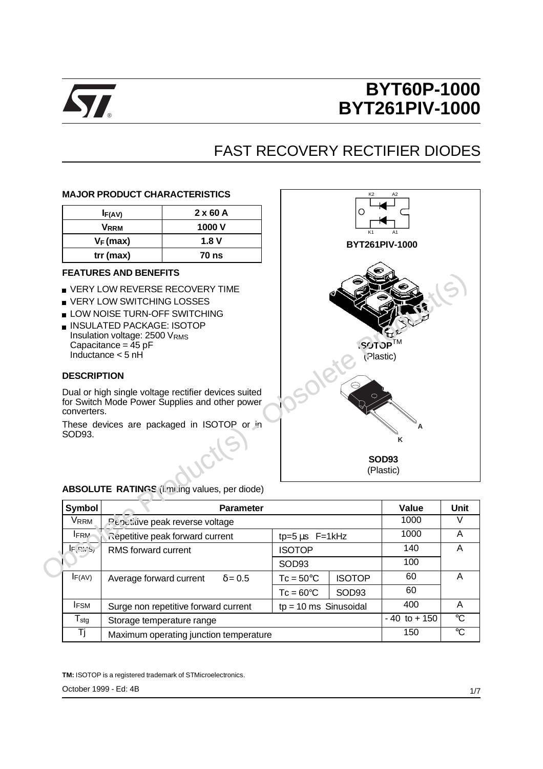# BYT60P-1000
# BYT261PIV-1000

## FAST RECOVERY RECTIFIER DIODES

### MAJOR PRODUCT CHARACTERISTICS

| | |
|---|---|
| $I_{F(AV)}$ | 2 x 60 A |
| $V_{RRM}$ | 1000 V |
| $V_F$ (max) | 1.8 V |
| trr (max) | 70 ns |

### FEATURES AND BENEFITS

- VERY LOW REVERSE RECOVERY TIME
- VERY LOW SWITCHING LOSSES
- LOW NOISE TURN-OFF SWITCHING
- INSULATED PACKAGE: ISOTOP
  Insulation voltage: 2500 $V_{RMS}$
  Capacitance = 45 pF
  Inductance < 5 nH

### DESCRIPTION

Dual or high single voltage rectifier devices suited for Switch Mode Power Supplies and other power converters.

These devices are packaged in ISOTOP or in SOD93.

K2 A2 K1 A1

BYT261PIV-1000

ISOTOP™ (Plastic)

A K

SOD93 (Plastic)

### ABSOLUTE RATINGS (limiting values, per diode)

| Symbol | Parameter | | | | Value | Unit |
|---|---|---|---|---|---|---|
| $V_{RRM}$ | Repetitive peak reverse voltage | | | | 1000 | V |
| $I_{FRM}$ | Repetitive peak forward current | | tp=5 µs F=1kHz | | 1000 | A |
| $I_{F(RMS)}$ | RMS forward current | | ISOTOP | | 140 | A |
| | | | SOD93 | | 100 | |
| $I_{F(AV)}$ | Average forward current | δ = 0.5 | Tc = 50°C | ISOTOP | 60 | A |
| | | | Tc = 60°C | SOD93 | 60 | |
| $I_{FSM}$ | Surge non repetitive forward current | | tp = 10 ms Sinusoidal | | 400 | A |
| $T_{stg}$ | Storage temperature range | | | | - 40 to + 150 | °C |
| Tj | Maximum operating junction temperature | | | | 150 | °C |

**TM:** ISOTOP is a registered trademark of STMicroelectronics.

October 1999 - Ed: 4B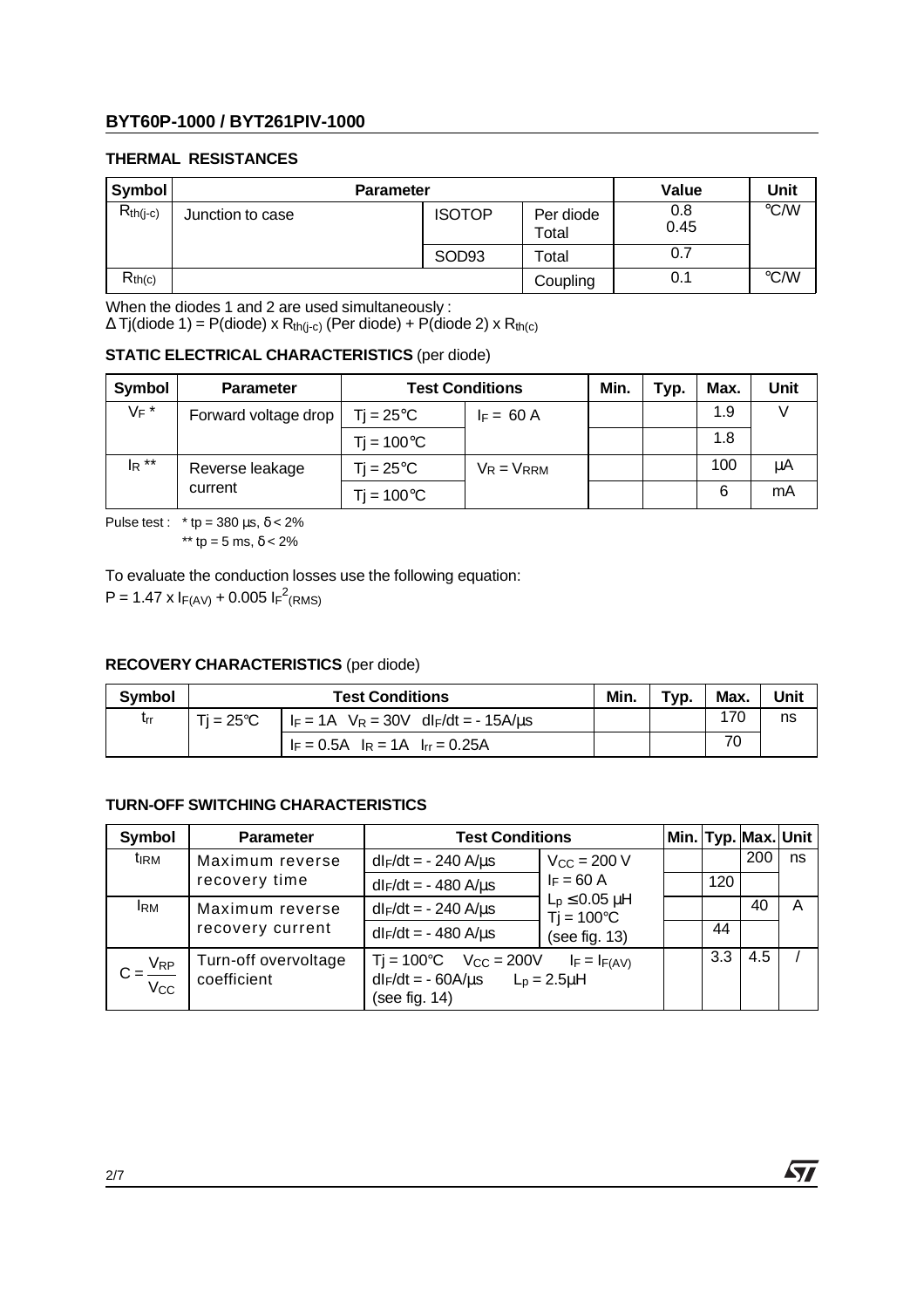## THERMAL RESISTANCES

| Symbol | Parameter | | | Value | Unit |
|---|---|---|---|---|---|
| $R_{th(j-c)}$ | Junction to case | ISOTOP | Per diode<br>Total | 0.8<br>0.45 | °C/W |
| | | SOD93 | Total | 0.7 | |
| $R_{th(c)}$ | | | Coupling | 0.1 | °C/W |

When the diodes 1 and 2 are used simultaneously :
$\Delta$ Tj(diode 1) = P(diode) x $R_{th(j-c)}$ (Per diode) + P(diode 2) x $R_{th(c)}$

## STATIC ELECTRICAL CHARACTERISTICS (per diode)

| Symbol | Parameter | Test Conditions | | Min. | Typ. | Max. | Unit |
|---|---|---|---|---|---|---|---|
| $V_F$ * | Forward voltage drop | Tj = 25°C | $I_F$ = 60 A | | | 1.9 | V |
| | | Tj = 100°C | | | | 1.8 | |
| $I_R$ ** | Reverse leakage current | Tj = 25°C | $V_R = V_{RRM}$ | | | 100 | µA |
| | | Tj = 100°C | | | | 6 | mA |

Pulse test : * tp = 380 µs, $\delta$ < 2%
** tp = 5 ms, $\delta$ < 2%

To evaluate the conduction losses use the following equation:
$P = 1.47 \times I_{F(AV)} + 0.005 \, I_F{}^2{}_{(RMS)}$

## RECOVERY CHARACTERISTICS (per diode)

| Symbol | Test Conditions | | Min. | Typ. | Max. | Unit |
|---|---|---|---|---|---|---|
| $t_{rr}$ | Tj = 25°C | $I_F$ = 1A $V_R$ = 30V $dI_F/dt$ = - 15A/µs | | | 170 | ns |
| | | $I_F$ = 0.5A $I_R$ = 1A $I_{rr}$ = 0.25A | | | 70 | |

## TURN-OFF SWITCHING CHARACTERISTICS

| Symbol | Parameter | Test Conditions | | Min. | Typ. | Max. | Unit |
|---|---|---|---|---|---|---|---|
| $t_{IRM}$ | Maximum reverse recovery time | $dI_F/dt$ = - 240 A/µs | $V_{CC}$ = 200 V<br>$I_F$ = 60 A<br>$L_p \leq$ 0.05 µH<br>Tj = 100°C<br>(see fig. 13) | | | 200 | ns |
| | | $dI_F/dt$ = - 480 A/µs | | | 120 | | |
| $I_{RM}$ | Maximum reverse recovery current | $dI_F/dt$ = - 240 A/µs | | | | 40 | A |
| | | $dI_F/dt$ = - 480 A/µs | | | 44 | | |
| $C = \frac{V_{RP}}{V_{CC}}$ | Turn-off overvoltage coefficient | Tj = 100°C $V_{CC}$ = 200V $I_F = I_{F(AV)}$ $dI_F/dt$ = - 60A/µs $L_p$ = 2.5µH (see fig. 14) | | | 3.3 | 4.5 | / |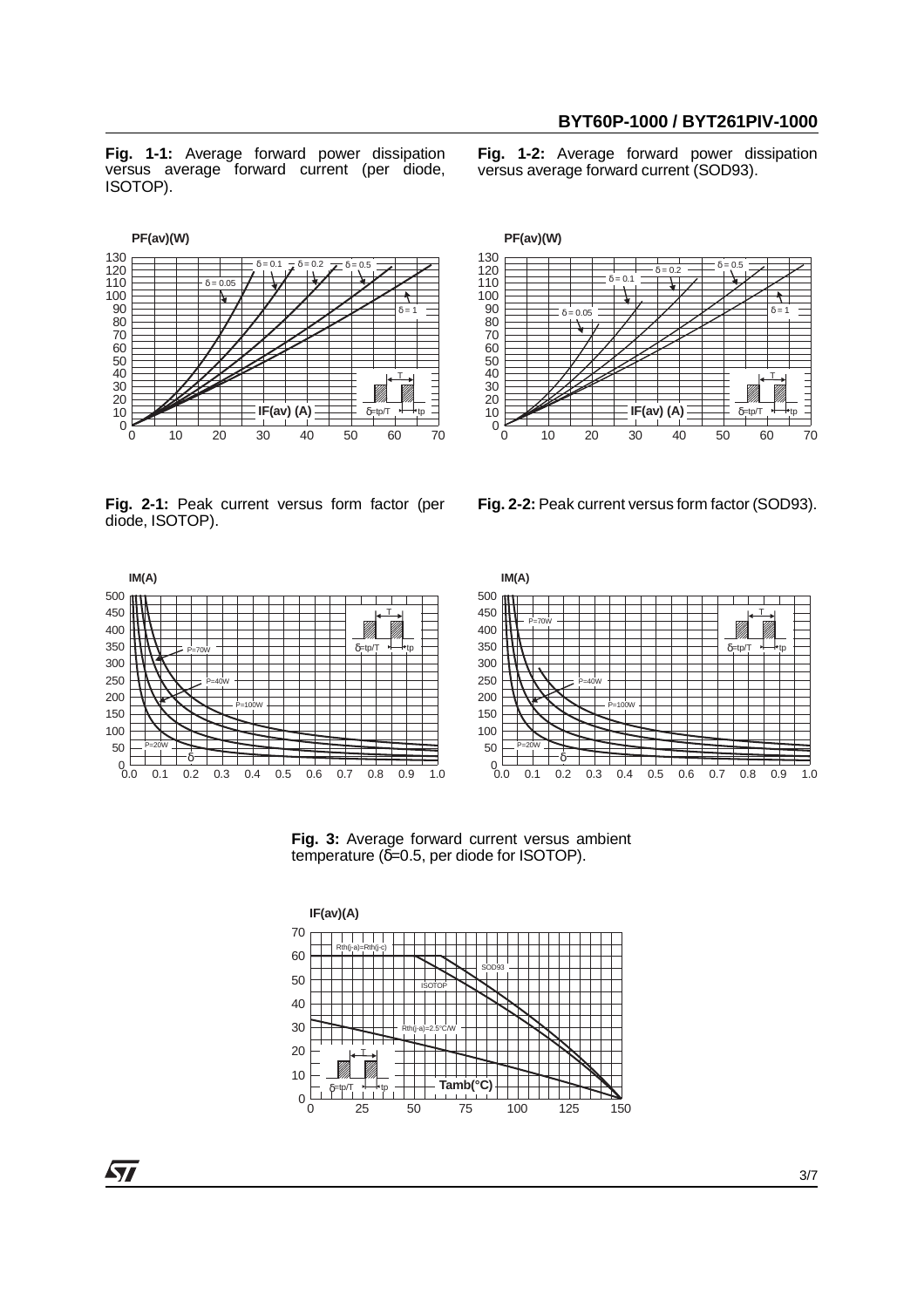**Fig. 1-1:** Average forward power dissipation versus average forward current (per diode, ISOTOP).

**Fig. 1-2:** Average forward power dissipation versus average forward current (SOD93).

**Fig. 2-1:** Peak current versus form factor (per diode, ISOTOP).

**Fig. 2-2:** Peak current versus form factor (SOD93).

**Fig. 3:** Average forward current versus ambient temperature (δ=0.5, per diode for ISOTOP).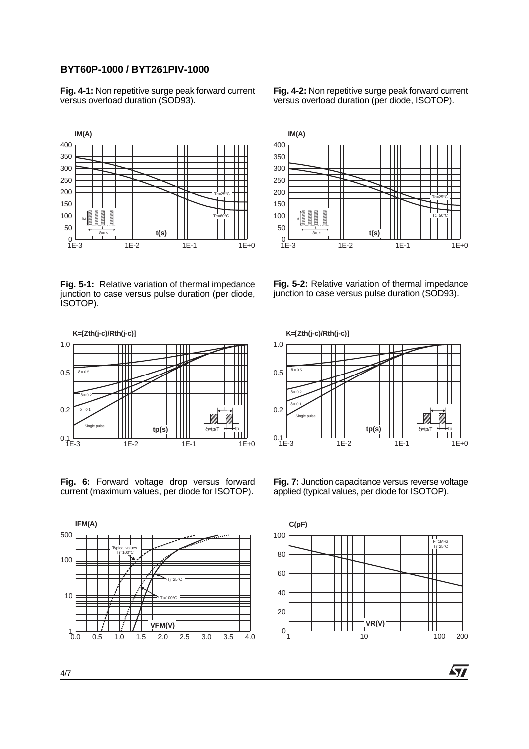**Fig. 4-1:** Non repetitive surge peak forward current versus overload duration (SOD93).

**Fig. 4-2:** Non repetitive surge peak forward current versus overload duration (per diode, ISOTOP).

**Fig. 5-1:** Relative variation of thermal impedance junction to case versus pulse duration (per diode, ISOTOP).

**Fig. 5-2:** Relative variation of thermal impedance junction to case versus pulse duration (SOD93).

**Fig. 6:** Forward voltage drop versus forward current (maximum values, per diode for ISOTOP).

**Fig. 7:** Junction capacitance versus reverse voltage applied (typical values, per diode for ISOTOP).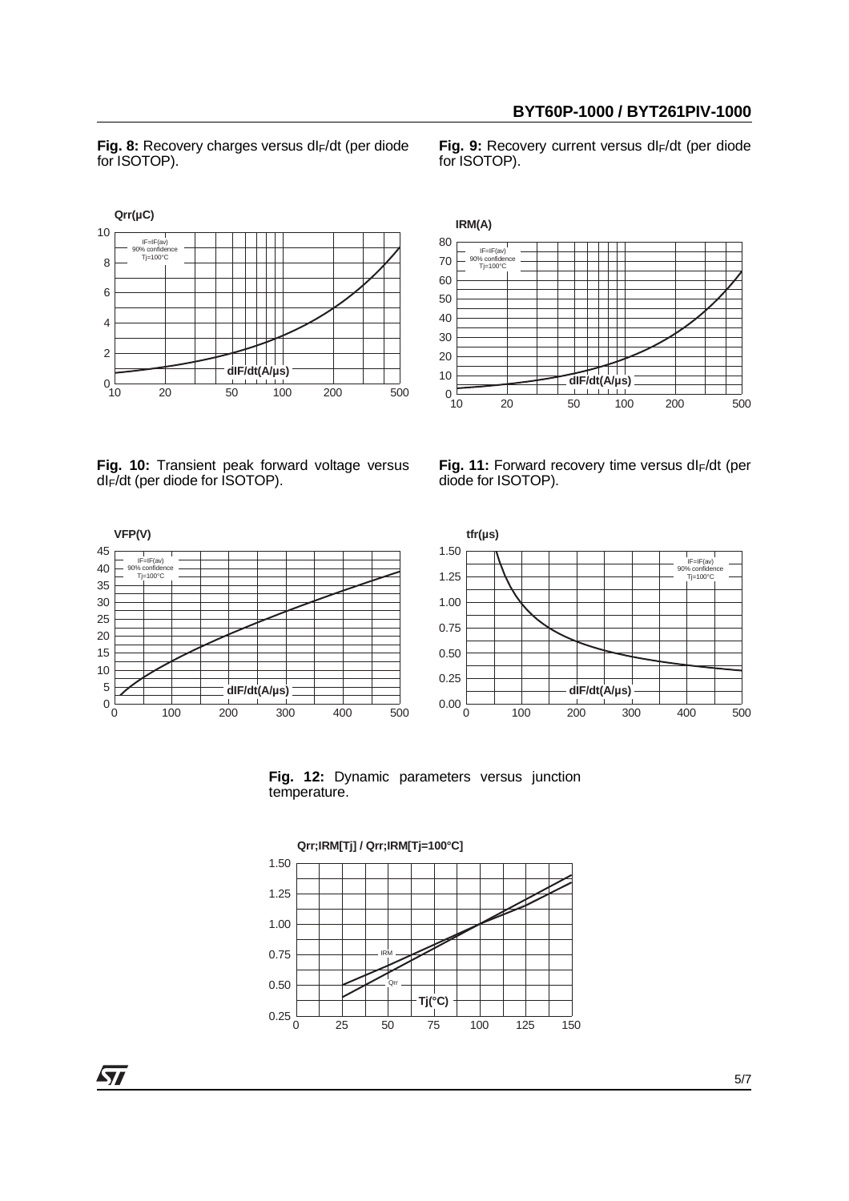**Fig. 8:** Recovery charges versus $dI_F/dt$ (per diode for ISOTOP).

**Fig. 9:** Recovery current versus $dI_F/dt$ (per diode for ISOTOP).

**Fig. 10:** Transient peak forward voltage versus $dI_F/dt$ (per diode for ISOTOP).

**Fig. 11:** Forward recovery time versus $dI_F/dt$ (per diode for ISOTOP).

**Fig. 12:** Dynamic parameters versus junction temperature.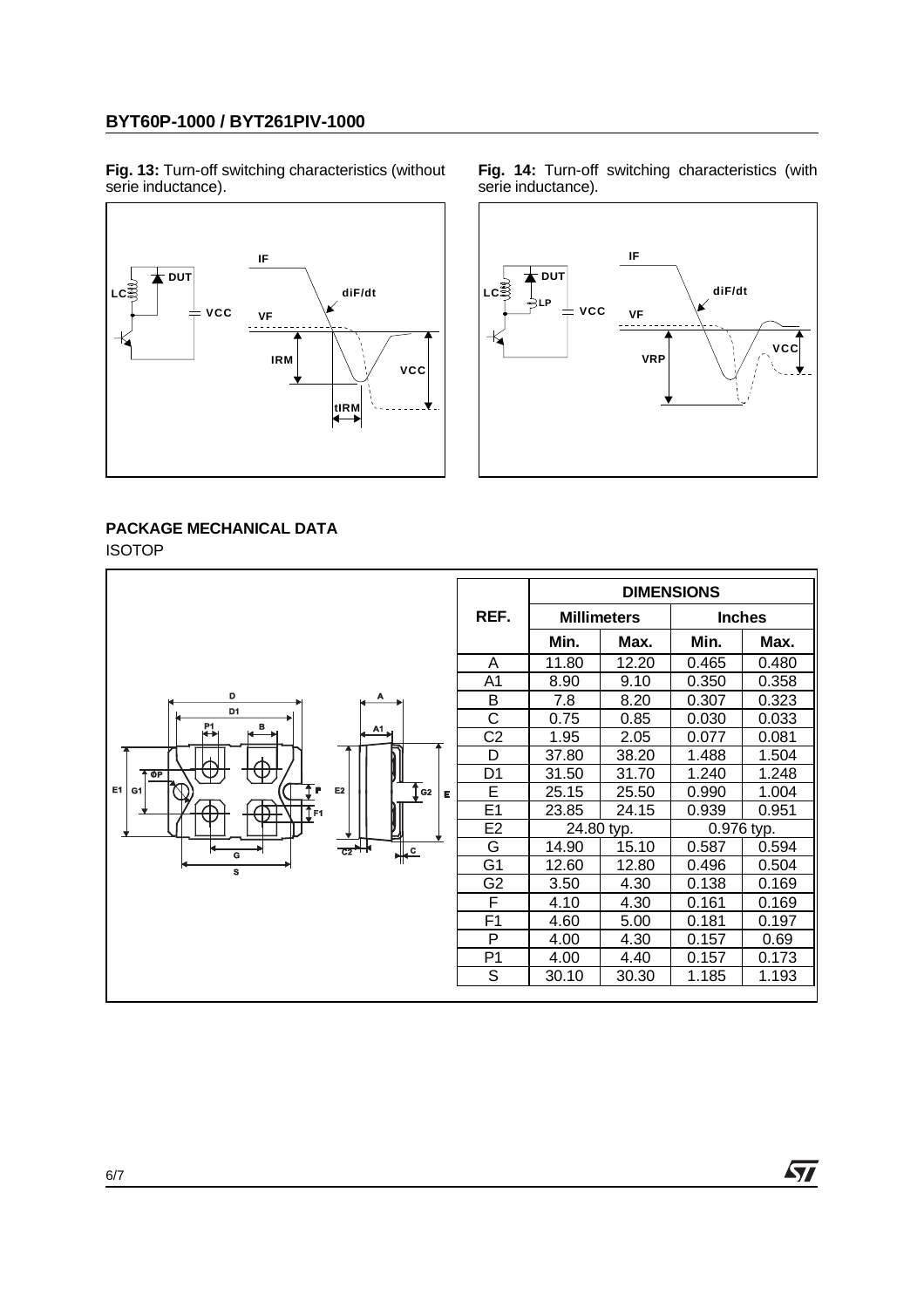**Fig. 13:** Turn-off switching characteristics (without serie inductance).

**Fig. 14:** Turn-off switching characteristics (with serie inductance).

## PACKAGE MECHANICAL DATA

ISOTOP

| REF. | DIMENSIONS | | | |
|---|---|---|---|---|
| | Millimeters | | Inches | |
| | Min. | Max. | Min. | Max. |
| A | 11.80 | 12.20 | 0.465 | 0.480 |
| A1 | 8.90 | 9.10 | 0.350 | 0.358 |
| B | 7.8 | 8.20 | 0.307 | 0.323 |
| C | 0.75 | 0.85 | 0.030 | 0.033 |
| C2 | 1.95 | 2.05 | 0.077 | 0.081 |
| D | 37.80 | 38.20 | 1.488 | 1.504 |
| D1 | 31.50 | 31.70 | 1.240 | 1.248 |
| E | 25.15 | 25.50 | 0.990 | 1.004 |
| E1 | 23.85 | 24.15 | 0.939 | 0.951 |
| E2 | 24.80 typ. | | 0.976 typ. | |
| G | 14.90 | 15.10 | 0.587 | 0.594 |
| G1 | 12.60 | 12.80 | 0.496 | 0.504 |
| G2 | 3.50 | 4.30 | 0.138 | 0.169 |
| F | 4.10 | 4.30 | 0.161 | 0.169 |
| F1 | 4.60 | 5.00 | 0.181 | 0.197 |
| P | 4.00 | 4.30 | 0.157 | 0.69 |
| P1 | 4.00 | 4.40 | 0.157 | 0.173 |
| S | 30.10 | 30.30 | 1.185 | 1.193 |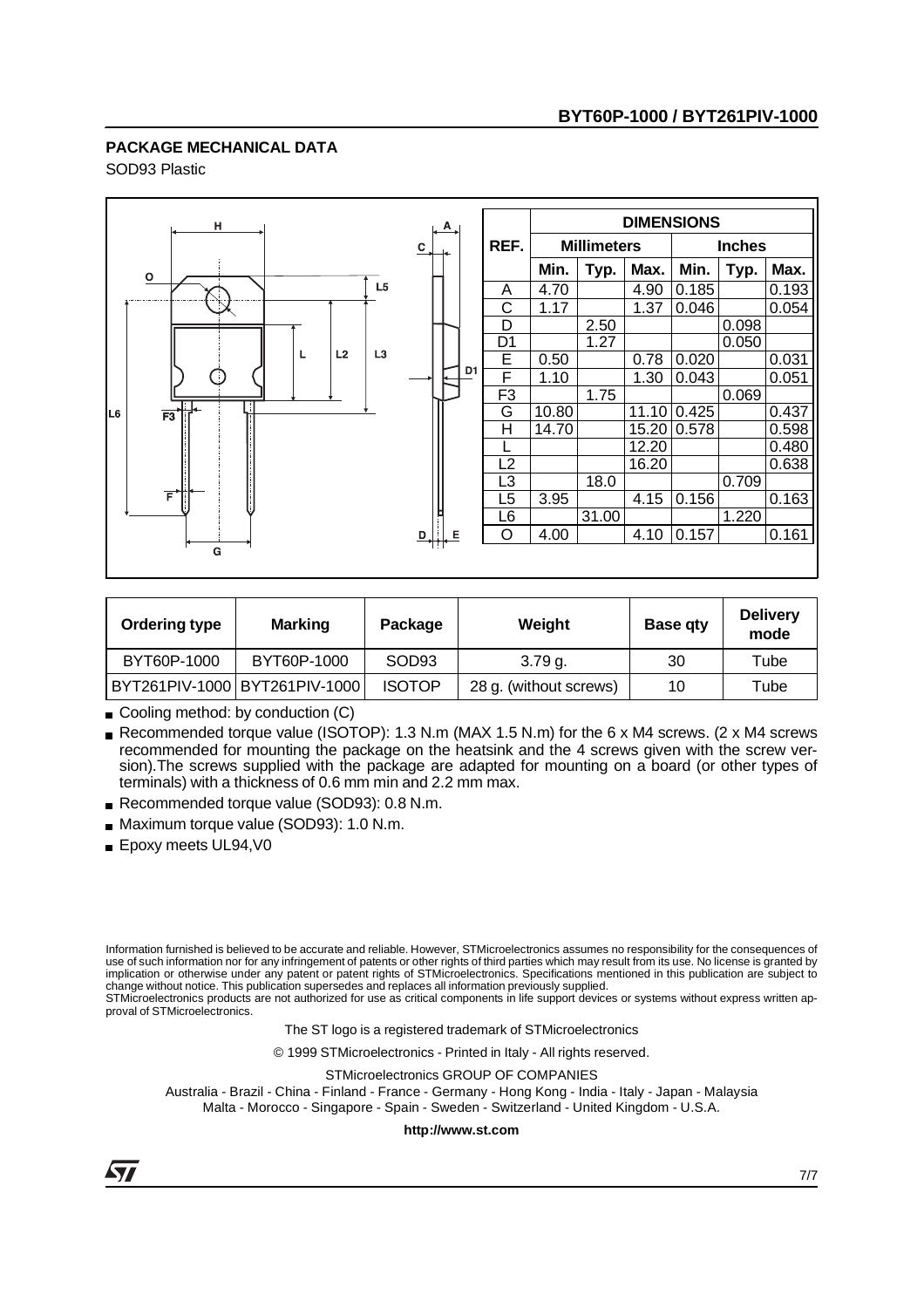## PACKAGE MECHANICAL DATA

SOD93 Plastic

H

O

C

A

L5

L

L2

L3

D1

L6

F3

F

G

D

E

| REF. | DIMENSIONS | | | | | |
|---|---|---|---|---|---|---|
| | Millimeters | | | Inches | | |
| | Min. | Typ. | Max. | Min. | Typ. | Max. |
| A | 4.70 | | 4.90 | 0.185 | | 0.193 |
| C | 1.17 | | 1.37 | 0.046 | | 0.054 |
| D | | 2.50 | | | 0.098 | |
| D1 | | 1.27 | | | 0.050 | |
| E | 0.50 | | 0.78 | 0.020 | | 0.031 |
| F | 1.10 | | 1.30 | 0.043 | | 0.051 |
| F3 | | 1.75 | | | 0.069 | |
| G | 10.80 | | 11.10 | 0.425 | | 0.437 |
| H | 14.70 | | 15.20 | 0.578 | | 0.598 |
| L | | | 12.20 | | | 0.480 |
| L2 | | | 16.20 | | | 0.638 |
| L3 | | 18.0 | | | 0.709 | |
| L5 | 3.95 | | 4.15 | 0.156 | | 0.163 |
| L6 | | 31.00 | | | 1.220 | |
| O | 4.00 | | 4.10 | 0.157 | | 0.161 |

| Ordering type | Marking | Package | Weight | Base qty | Delivery mode |
|---|---|---|---|---|---|
| BYT60P-1000 | BYT60P-1000 | SOD93 | 3.79 g. | 30 | Tube |
| BYT261PIV-1000 | BYT261PIV-1000 | ISOTOP | 28 g. (without screws) | 10 | Tube |

- Cooling method: by conduction (C)
- Recommended torque value (ISOTOP): 1.3 N.m (MAX 1.5 N.m) for the 6 x M4 screws. (2 x M4 screws recommended for mounting the package on the heatsink and the 4 screws given with the screw version).The screws supplied with the package are adapted for mounting on a board (or other types of terminals) with a thickness of 0.6 mm min and 2.2 mm max.
- Recommended torque value (SOD93): 0.8 N.m.
- Maximum torque value (SOD93): 1.0 N.m.
- Epoxy meets UL94,V0

Information furnished is believed to be accurate and reliable. However, STMicroelectronics assumes no responsibility for the consequences of use of such information nor for any infringement of patents or other rights of third parties which may result from its use. No license is granted by implication or otherwise under any patent or patent rights of STMicroelectronics. Specifications mentioned in this publication are subject to change without notice. This publication supersedes and replaces all information previously supplied.
STMicroelectronics products are not authorized for use as critical components in life support devices or systems without express written approval of STMicroelectronics.

The ST logo is a registered trademark of STMicroelectronics

© 1999 STMicroelectronics - Printed in Italy - All rights reserved.

STMicroelectronics GROUP OF COMPANIES

Australia - Brazil - China - Finland - France - Germany - Hong Kong - India - Italy - Japan - Malaysia
Malta - Morocco - Singapore - Spain - Sweden - Switzerland - United Kingdom - U.S.A.

**http://www.st.com**